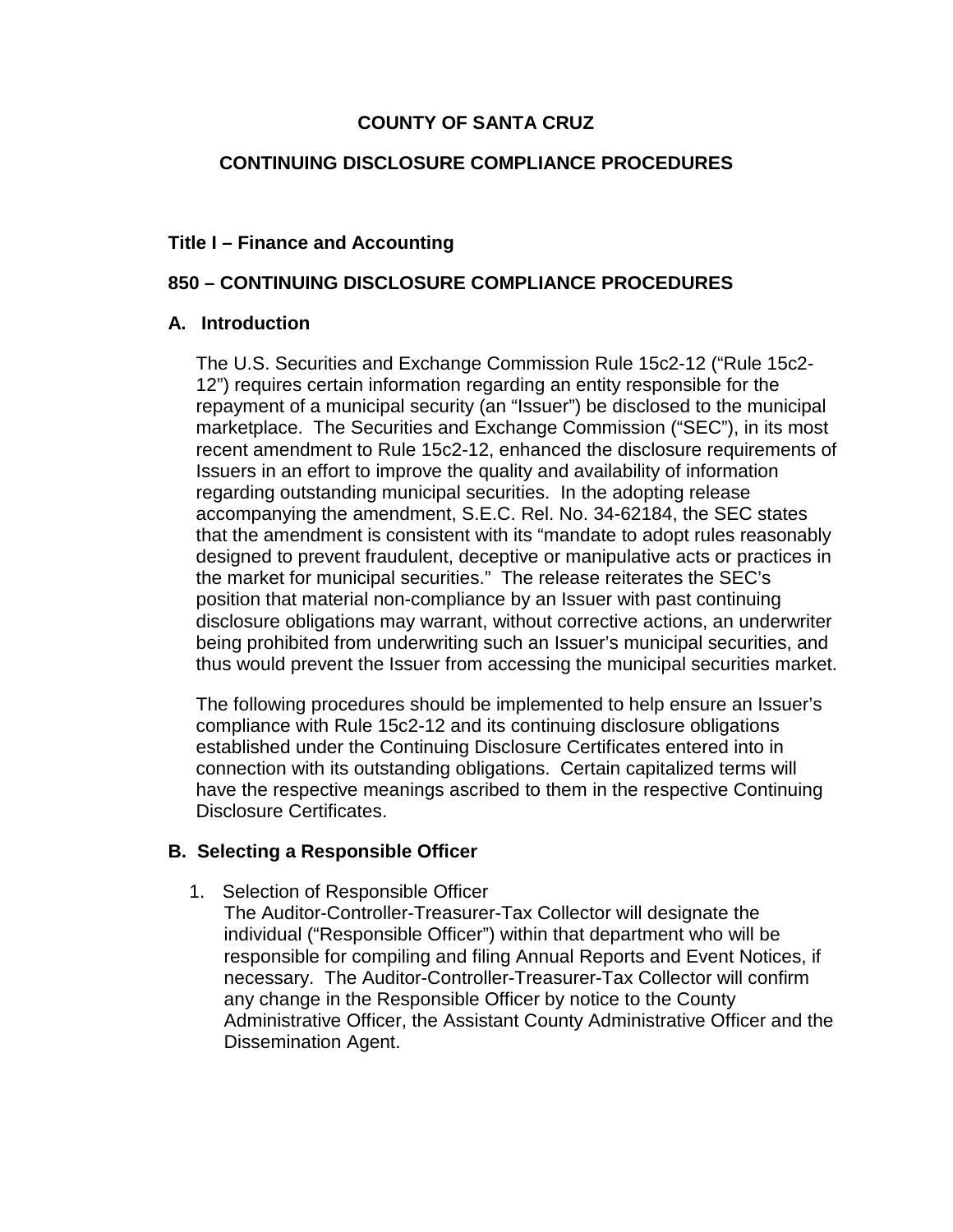# COUNTY OF SANTA CRUZ

## CONTINUING DISCLOSURE COMPLIANCE PROCEDURES

### Title I – Finance and Accounting

### 850 – CONTINUING DISCLOSURE COMPLIANCE PROCEDURES

### A. Introduction

The U.S. Securities and Exchange Commission Rule 15c2-12 ("Rule 15c2-12") requires certain information regarding an entity responsible for the repayment of a municipal security (an "Issuer") be disclosed to the municipal marketplace. The Securities and Exchange Commission ("SEC"), in its most recent amendment to Rule 15c2-12, enhanced the disclosure requirements of Issuers in an effort to improve the quality and availability of information regarding outstanding municipal securities. In the adopting release accompanying the amendment, S.E.C. Rel. No. 34-62184, the SEC states that the amendment is consistent with its "mandate to adopt rules reasonably designed to prevent fraudulent, deceptive or manipulative acts or practices in the market for municipal securities." The release reiterates the SEC's position that material non-compliance by an Issuer with past continuing disclosure obligations may warrant, without corrective actions, an underwriter being prohibited from underwriting such an Issuer's municipal securities, and thus would prevent the Issuer from accessing the municipal securities market.

The following procedures should be implemented to help ensure an Issuer's compliance with Rule 15c2-12 and its continuing disclosure obligations established under the Continuing Disclosure Certificates entered into in connection with its outstanding obligations. Certain capitalized terms will have the respective meanings ascribed to them in the respective Continuing Disclosure Certificates.

### B. Selecting a Responsible Officer

1. Selection of Responsible Officer
   The Auditor-Controller-Treasurer-Tax Collector will designate the individual ("Responsible Officer") within that department who will be responsible for compiling and filing Annual Reports and Event Notices, if necessary. The Auditor-Controller-Treasurer-Tax Collector will confirm any change in the Responsible Officer by notice to the County Administrative Officer, the Assistant County Administrative Officer and the Dissemination Agent.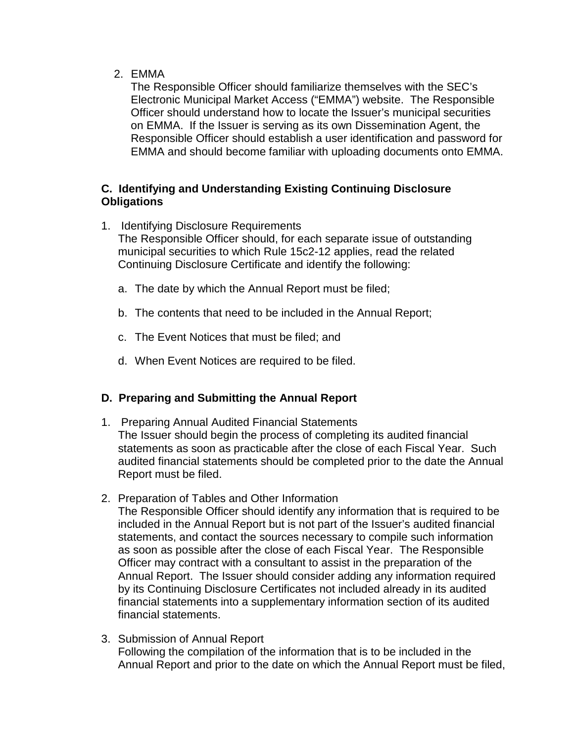2. EMMA
   The Responsible Officer should familiarize themselves with the SEC's Electronic Municipal Market Access ("EMMA") website. The Responsible Officer should understand how to locate the Issuer's municipal securities on EMMA. If the Issuer is serving as its own Dissemination Agent, the Responsible Officer should establish a user identification and password for EMMA and should become familiar with uploading documents onto EMMA.

### C. Identifying and Understanding Existing Continuing Disclosure Obligations

1. Identifying Disclosure Requirements
   The Responsible Officer should, for each separate issue of outstanding municipal securities to which Rule 15c2-12 applies, read the related Continuing Disclosure Certificate and identify the following:

   a. The date by which the Annual Report must be filed;

   b. The contents that need to be included in the Annual Report;

   c. The Event Notices that must be filed; and

   d. When Event Notices are required to be filed.

### D. Preparing and Submitting the Annual Report

1. Preparing Annual Audited Financial Statements
   The Issuer should begin the process of completing its audited financial statements as soon as practicable after the close of each Fiscal Year. Such audited financial statements should be completed prior to the date the Annual Report must be filed.

2. Preparation of Tables and Other Information
   The Responsible Officer should identify any information that is required to be included in the Annual Report but is not part of the Issuer's audited financial statements, and contact the sources necessary to compile such information as soon as possible after the close of each Fiscal Year. The Responsible Officer may contract with a consultant to assist in the preparation of the Annual Report. The Issuer should consider adding any information required by its Continuing Disclosure Certificates not included already in its audited financial statements into a supplementary information section of its audited financial statements.

3. Submission of Annual Report
   Following the compilation of the information that is to be included in the Annual Report and prior to the date on which the Annual Report must be filed,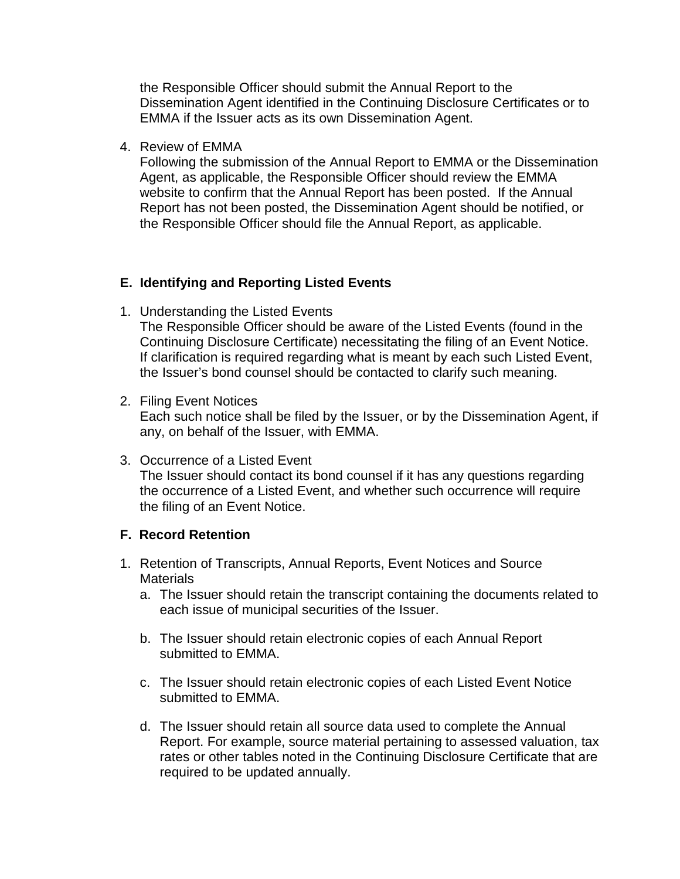the Responsible Officer should submit the Annual Report to the Dissemination Agent identified in the Continuing Disclosure Certificates or to EMMA if the Issuer acts as its own Dissemination Agent.

4. Review of EMMA
   Following the submission of the Annual Report to EMMA or the Dissemination Agent, as applicable, the Responsible Officer should review the EMMA website to confirm that the Annual Report has been posted. If the Annual Report has not been posted, the Dissemination Agent should be notified, or the Responsible Officer should file the Annual Report, as applicable.

## E. Identifying and Reporting Listed Events

1. Understanding the Listed Events
   The Responsible Officer should be aware of the Listed Events (found in the Continuing Disclosure Certificate) necessitating the filing of an Event Notice. If clarification is required regarding what is meant by each such Listed Event, the Issuer's bond counsel should be contacted to clarify such meaning.

2. Filing Event Notices
   Each such notice shall be filed by the Issuer, or by the Dissemination Agent, if any, on behalf of the Issuer, with EMMA.

3. Occurrence of a Listed Event
   The Issuer should contact its bond counsel if it has any questions regarding the occurrence of a Listed Event, and whether such occurrence will require the filing of an Event Notice.

## F. Record Retention

1. Retention of Transcripts, Annual Reports, Event Notices and Source Materials
   a. The Issuer should retain the transcript containing the documents related to each issue of municipal securities of the Issuer.

   b. The Issuer should retain electronic copies of each Annual Report submitted to EMMA.

   c. The Issuer should retain electronic copies of each Listed Event Notice submitted to EMMA.

   d. The Issuer should retain all source data used to complete the Annual Report. For example, source material pertaining to assessed valuation, tax rates or other tables noted in the Continuing Disclosure Certificate that are required to be updated annually.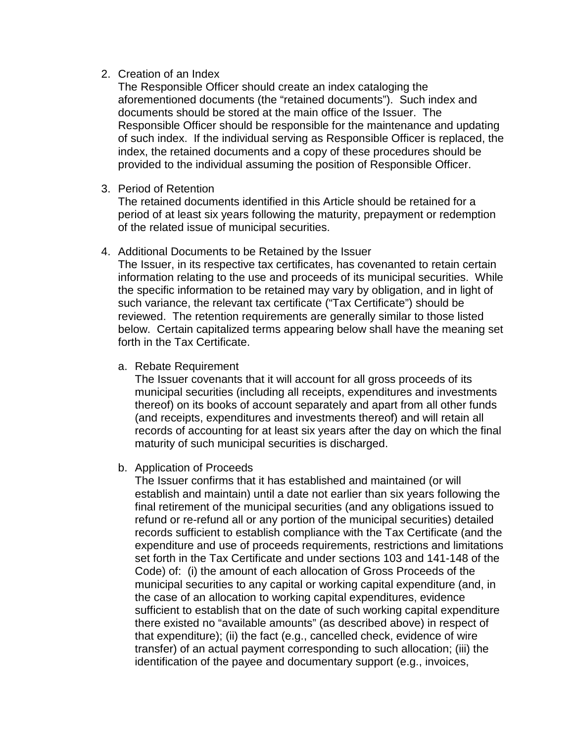2. Creation of an Index

   The Responsible Officer should create an index cataloging the aforementioned documents (the "retained documents"). Such index and documents should be stored at the main office of the Issuer. The Responsible Officer should be responsible for the maintenance and updating of such index. If the individual serving as Responsible Officer is replaced, the index, the retained documents and a copy of these procedures should be provided to the individual assuming the position of Responsible Officer.

3. Period of Retention

   The retained documents identified in this Article should be retained for a period of at least six years following the maturity, prepayment or redemption of the related issue of municipal securities.

4. Additional Documents to be Retained by the Issuer

   The Issuer, in its respective tax certificates, has covenanted to retain certain information relating to the use and proceeds of its municipal securities. While the specific information to be retained may vary by obligation, and in light of such variance, the relevant tax certificate ("Tax Certificate") should be reviewed. The retention requirements are generally similar to those listed below. Certain capitalized terms appearing below shall have the meaning set forth in the Tax Certificate.

   a. Rebate Requirement

      The Issuer covenants that it will account for all gross proceeds of its municipal securities (including all receipts, expenditures and investments thereof) on its books of account separately and apart from all other funds (and receipts, expenditures and investments thereof) and will retain all records of accounting for at least six years after the day on which the final maturity of such municipal securities is discharged.

   b. Application of Proceeds

      The Issuer confirms that it has established and maintained (or will establish and maintain) until a date not earlier than six years following the final retirement of the municipal securities (and any obligations issued to refund or re-refund all or any portion of the municipal securities) detailed records sufficient to establish compliance with the Tax Certificate (and the expenditure and use of proceeds requirements, restrictions and limitations set forth in the Tax Certificate and under sections 103 and 141-148 of the Code) of: (i) the amount of each allocation of Gross Proceeds of the municipal securities to any capital or working capital expenditure (and, in the case of an allocation to working capital expenditures, evidence sufficient to establish that on the date of such working capital expenditure there existed no "available amounts" (as described above) in respect of that expenditure); (ii) the fact (e.g., cancelled check, evidence of wire transfer) of an actual payment corresponding to such allocation; (iii) the identification of the payee and documentary support (e.g., invoices,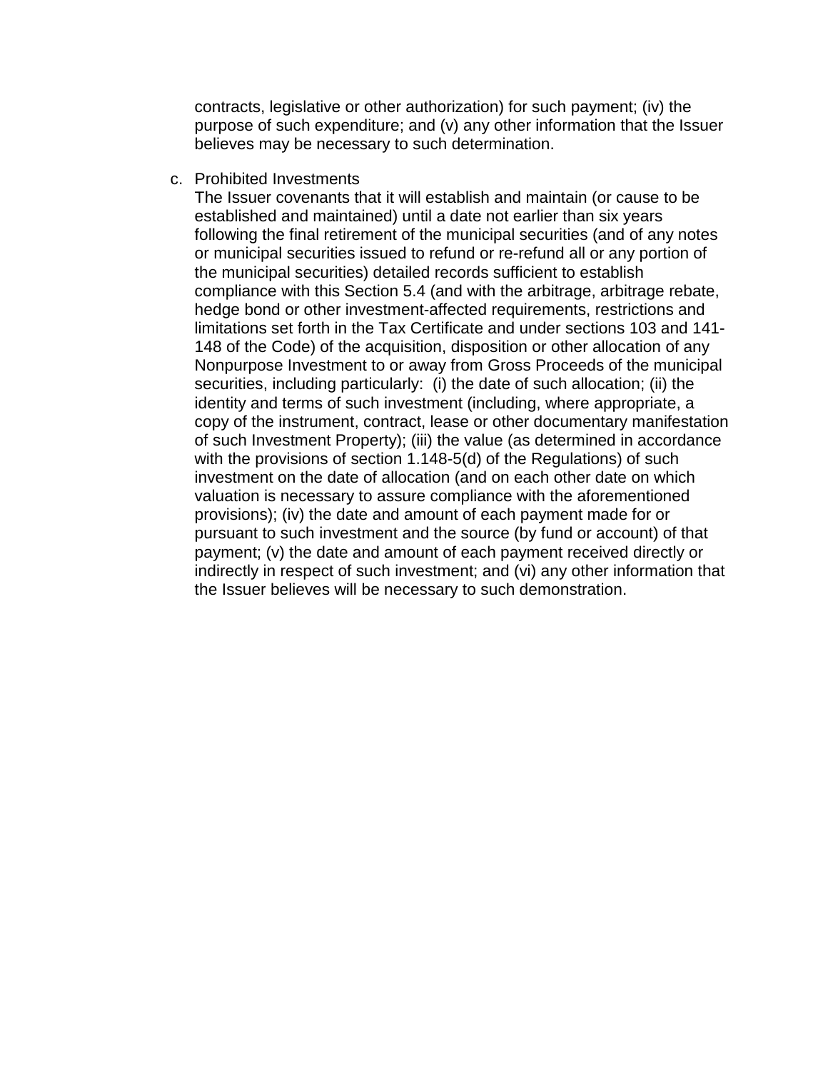contracts, legislative or other authorization) for such payment; (iv) the purpose of such expenditure; and (v) any other information that the Issuer believes may be necessary to such determination.

c. Prohibited Investments

The Issuer covenants that it will establish and maintain (or cause to be established and maintained) until a date not earlier than six years following the final retirement of the municipal securities (and of any notes or municipal securities issued to refund or re-refund all or any portion of the municipal securities) detailed records sufficient to establish compliance with this Section 5.4 (and with the arbitrage, arbitrage rebate, hedge bond or other investment-affected requirements, restrictions and limitations set forth in the Tax Certificate and under sections 103 and 141-148 of the Code) of the acquisition, disposition or other allocation of any Nonpurpose Investment to or away from Gross Proceeds of the municipal securities, including particularly: (i) the date of such allocation; (ii) the identity and terms of such investment (including, where appropriate, a copy of the instrument, contract, lease or other documentary manifestation of such Investment Property); (iii) the value (as determined in accordance with the provisions of section 1.148-5(d) of the Regulations) of such investment on the date of allocation (and on each other date on which valuation is necessary to assure compliance with the aforementioned provisions); (iv) the date and amount of each payment made for or pursuant to such investment and the source (by fund or account) of that payment; (v) the date and amount of each payment received directly or indirectly in respect of such investment; and (vi) any other information that the Issuer believes will be necessary to such demonstration.